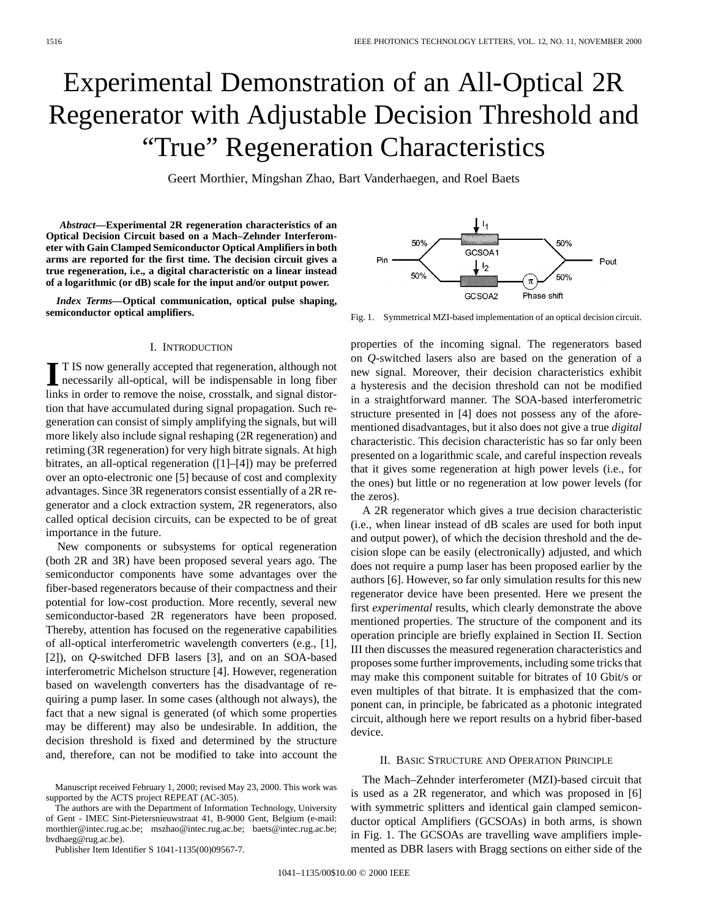// Editorial note: this page's figure was not captured as an image, so only the "Fig. 1" caption appears below; the diagram's content is omitted. //

# Experimental Demonstration of an All-Optical 2R Regenerator with Adjustable Decision Threshold and "True" Regeneration Characteristics

Geert Morthier, Mingshan Zhao, Bart Vanderhaegen, and Roel Baets

***Abstract*—Experimental 2R regeneration characteristics of an Optical Decision Circuit based on a Mach–Zehnder Interferometer with Gain Clamped Semiconductor Optical Amplifiers in both arms are reported for the first time. The decision circuit gives a true regeneration, i.e., a digital characteristic on a linear instead of a logarithmic (or dB) scale for the input and/or output power.**

***Index Terms*—Optical communication, optical pulse shaping, semiconductor optical amplifiers.**

Fig. 1. Symmetrical MZI-based implementation of an optical decision circuit.

## I. Introduction

It is now generally accepted that regeneration, although not necessarily all-optical, will be indispensable in long fiber links in order to remove the noise, crosstalk, and signal distortion that have accumulated during signal propagation. Such regeneration can consist of simply amplifying the signals, but will more likely also include signal reshaping (2R regeneration) and retiming (3R regeneration) for very high bitrate signals. At high bitrates, an all-optical regeneration ([1]–[4]) may be preferred over an opto-electronic one [5] because of cost and complexity advantages. Since 3R regenerators consist essentially of a 2R regenerator and a clock extraction system, 2R regenerators, also called optical decision circuits, can be expected to be of great importance in the future.

New components or subsystems for optical regeneration (both 2R and 3R) have been proposed several years ago. The semiconductor components have some advantages over the fiber-based regenerators because of their compactness and their potential for low-cost production. More recently, several new semiconductor-based 2R regenerators have been proposed. Thereby, attention has focused on the regenerative capabilities of all-optical interferometric wavelength converters (e.g., [1], [2]), on *Q*-switched DFB lasers [3], and on an SOA-based interferometric Michelson structure [4]. However, regeneration based on wavelength converters has the disadvantage of requiring a pump laser. In some cases (although not always), the fact that a new signal is generated (of which some properties may be different) may also be undesirable. In addition, the decision threshold is fixed and determined by the structure and, therefore, can not be modified to take into account the properties of the incoming signal. The regenerators based on *Q*-switched lasers also are based on the generation of a new signal. Moreover, their decision characteristics exhibit a hysteresis and the decision threshold can not be modified in a straightforward manner. The SOA-based interferometric structure presented in [4] does not possess any of the aforementioned disadvantages, but it also does not give a true *digital* characteristic. This decision characteristic has so far only been presented on a logarithmic scale, and careful inspection reveals that it gives some regeneration at high power levels (i.e., for the ones) but little or no regeneration at low power levels (for the zeros).

A 2R regenerator which gives a true decision characteristic (i.e., when linear instead of dB scales are used for both input and output power), of which the decision threshold and the decision slope can be easily (electronically) adjusted, and which does not require a pump laser has been proposed earlier by the authors [6]. However, so far only simulation results for this new regenerator device have been presented. Here we present the first *experimental* results, which clearly demonstrate the above mentioned properties. The structure of the component and its operation principle are briefly explained in Section II. Section III then discusses the measured regeneration characteristics and proposes some further improvements, including some tricks that may make this component suitable for bitrates of 10 Gbit/s or even multiples of that bitrate. It is emphasized that the component can, in principle, be fabricated as a photonic integrated circuit, although here we report results on a hybrid fiber-based device.

## II. Basic Structure and Operation Principle

The Mach–Zehnder interferometer (MZI)-based circuit that is used as a 2R regenerator, and which was proposed in [6] with symmetric splitters and identical gain clamped semiconductor optical Amplifiers (GCSOAs) in both arms, is shown in Fig. 1. The GCSOAs are travelling wave amplifiers implemented as DBR lasers with Bragg sections on either side of the

Manuscript received February 1, 2000; revised May 23, 2000. This work was supported by the ACTS project REPEAT (AC-305).

The authors are with the Department of Information Technology, University of Gent - IMEC Sint-Pietersnieuwstraat 41, B-9000 Gent, Belgium (e-mail: morthier@intec.rug.ac.be; mszhao@intec.rug.ac.be; baets@intec.rug.ac.be; bvdhaeg@rug.ac.be).

Publisher Item Identifier S 1041-1135(00)09567-7.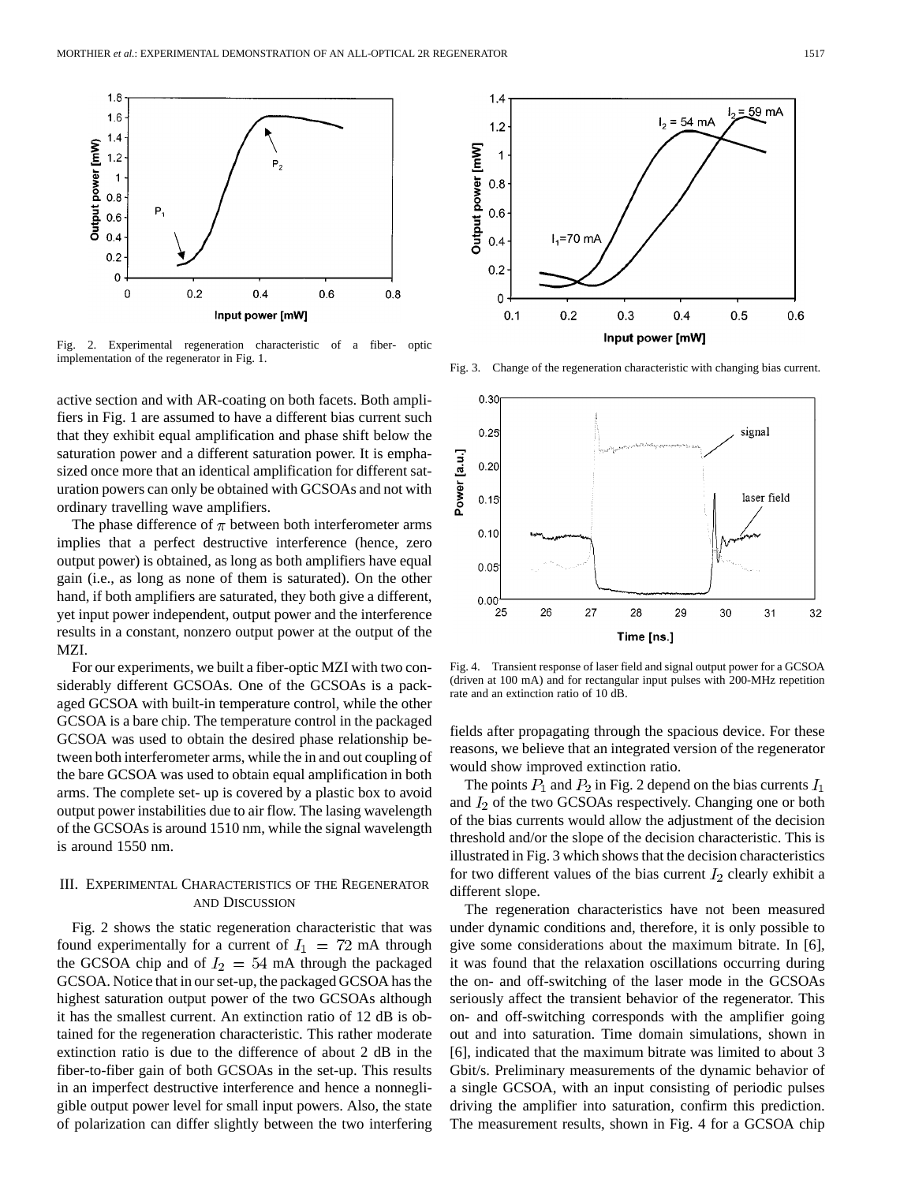Fig. 2. Experimental regeneration characteristic of a fiber- optic implementation of the regenerator in Fig. 1.

Fig. 3. Change of the regeneration characteristic with changing bias current.

Fig. 4. Transient response of laser field and signal output power for a GCSOA (driven at 100 mA) and for rectangular input pulses with 200-MHz repetition rate and an extinction ratio of 10 dB.

active section and with AR-coating on both facets. Both amplifiers in Fig. 1 are assumed to have a different bias current such that they exhibit equal amplification and phase shift below the saturation power and a different saturation power. It is emphasized once more that an identical amplification for different saturation powers can only be obtained with GCSOAs and not with ordinary travelling wave amplifiers.

The phase difference of $\pi$ between both interferometer arms implies that a perfect destructive interference (hence, zero output power) is obtained, as long as both amplifiers have equal gain (i.e., as long as none of them is saturated). On the other hand, if both amplifiers are saturated, they both give a different, yet input power independent, output power and the interference results in a constant, nonzero output power at the output of the MZI.

For our experiments, we built a fiber-optic MZI with two considerably different GCSOAs. One of the GCSOAs is a packaged GCSOA with built-in temperature control, while the other GCSOA is a bare chip. The temperature control in the packaged GCSOA was used to obtain the desired phase relationship between both interferometer arms, while the in and out coupling of the bare GCSOA was used to obtain equal amplification in both arms. The complete set- up is covered by a plastic box to avoid output power instabilities due to air flow. The lasing wavelength of the GCSOAs is around 1510 nm, while the signal wavelength is around 1550 nm.

## III. Experimental Characteristics of the Regenerator and Discussion

Fig. 2 shows the static regeneration characteristic that was found experimentally for a current of $I_1 = 72$ mA through the GCSOA chip and of $I_2 = 54$ mA through the packaged GCSOA. Notice that in our set-up, the packaged GCSOA has the highest saturation output power of the two GCSOAs although it has the smallest current. An extinction ratio of 12 dB is obtained for the regeneration characteristic. This rather moderate extinction ratio is due to the difference of about 2 dB in the fiber-to-fiber gain of both GCSOAs in the set-up. This results in an imperfect destructive interference and hence a nonnegligible output power level for small input powers. Also, the state of polarization can differ slightly between the two interfering fields after propagating through the spacious device. For these reasons, we believe that an integrated version of the regenerator would show improved extinction ratio.

The points $P_1$ and $P_2$ in Fig. 2 depend on the bias currents $I_1$ and $I_2$ of the two GCSOAs respectively. Changing one or both of the bias currents would allow the adjustment of the decision threshold and/or the slope of the decision characteristic. This is illustrated in Fig. 3 which shows that the decision characteristics for two different values of the bias current $I_2$ clearly exhibit a different slope.

The regeneration characteristics have not been measured under dynamic conditions and, therefore, it is only possible to give some considerations about the maximum bitrate. In [6], it was found that the relaxation oscillations occurring during the on- and off-switching of the laser mode in the GCSOAs seriously affect the transient behavior of the regenerator. This on- and off-switching corresponds with the amplifier going out and into saturation. Time domain simulations, shown in [6], indicated that the maximum bitrate was limited to about 3 Gbit/s. Preliminary measurements of the dynamic behavior of a single GCSOA, with an input consisting of periodic pulses driving the amplifier into saturation, confirm this prediction. The measurement results, shown in Fig. 4 for a GCSOA chip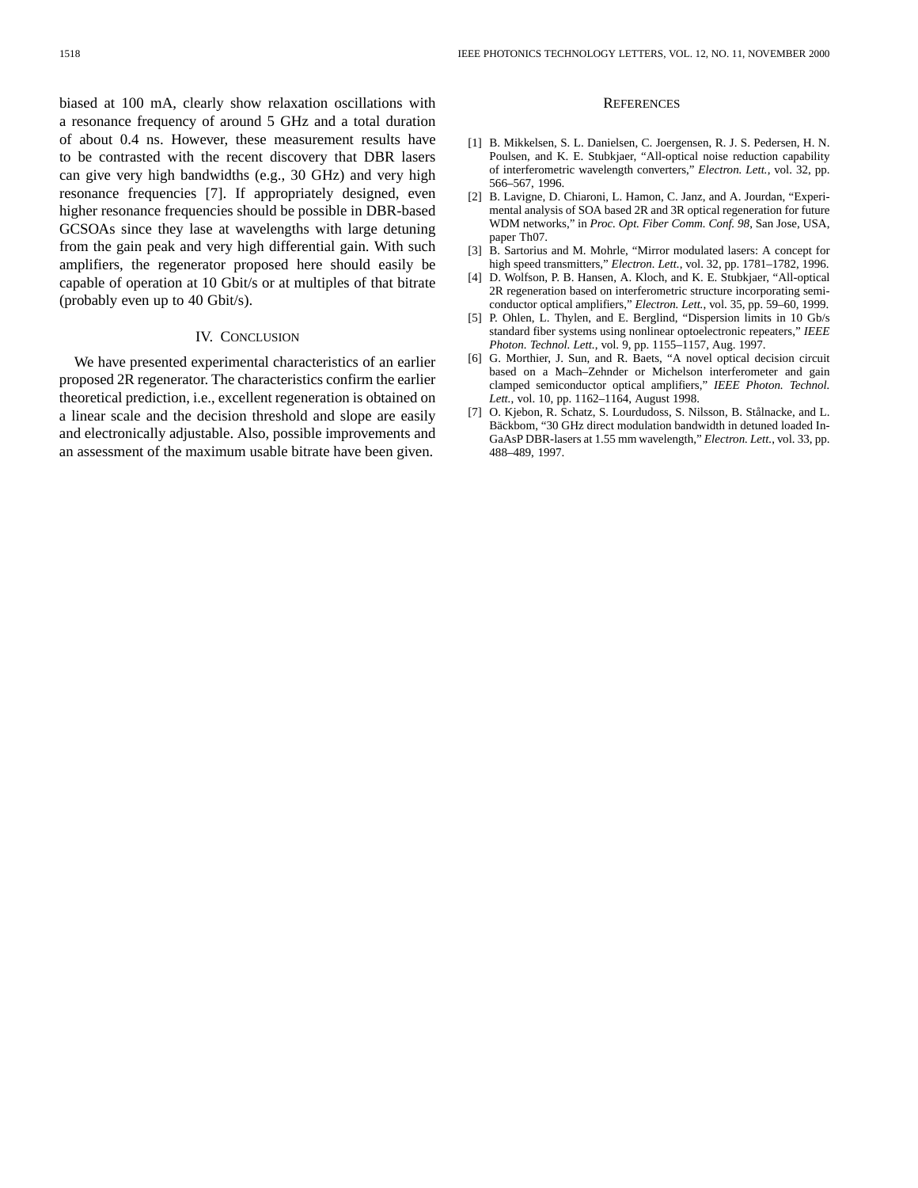biased at 100 mA, clearly show relaxation oscillations with a resonance frequency of around 5 GHz and a total duration of about 0.4 ns. However, these measurement results have to be contrasted with the recent discovery that DBR lasers can give very high bandwidths (e.g., 30 GHz) and very high resonance frequencies [7]. If appropriately designed, even higher resonance frequencies should be possible in DBR-based GCSOAs since they lase at wavelengths with large detuning from the gain peak and very high differential gain. With such amplifiers, the regenerator proposed here should easily be capable of operation at 10 Gbit/s or at multiples of that bitrate (probably even up to 40 Gbit/s).

## IV. Conclusion

We have presented experimental characteristics of an earlier proposed 2R regenerator. The characteristics confirm the earlier theoretical prediction, i.e., excellent regeneration is obtained on a linear scale and the decision threshold and slope are easily and electronically adjustable. Also, possible improvements and an assessment of the maximum usable bitrate have been given.

## References

[1] B. Mikkelsen, S. L. Danielsen, C. Joergensen, R. J. S. Pedersen, H. N. Poulsen, and K. E. Stubkjaer, "All-optical noise reduction capability of interferometric wavelength converters," *Electron. Lett.*, vol. 32, pp. 566–567, 1996.

[2] B. Lavigne, D. Chiaroni, L. Hamon, C. Janz, and A. Jourdan, "Experimental analysis of SOA based 2R and 3R optical regeneration for future WDM networks," in *Proc. Opt. Fiber Comm. Conf. 98*, San Jose, USA, paper Th07.

[3] B. Sartorius and M. Mohrle, "Mirror modulated lasers: A concept for high speed transmitters," *Electron. Lett.*, vol. 32, pp. 1781–1782, 1996.

[4] D. Wolfson, P. B. Hansen, A. Kloch, and K. E. Stubkjaer, "All-optical 2R regeneration based on interferometric structure incorporating semiconductor optical amplifiers," *Electron. Lett.*, vol. 35, pp. 59–60, 1999.

[5] P. Ohlen, L. Thylen, and E. Berglind, "Dispersion limits in 10 Gb/s standard fiber systems using nonlinear optoelectronic repeaters," *IEEE Photon. Technol. Lett.*, vol. 9, pp. 1155–1157, Aug. 1997.

[6] G. Morthier, J. Sun, and R. Baets, "A novel optical decision circuit based on a Mach–Zehnder or Michelson interferometer and gain clamped semiconductor optical amplifiers," *IEEE Photon. Technol. Lett.*, vol. 10, pp. 1162–1164, August 1998.

[7] O. Kjebon, R. Schatz, S. Lourdudoss, S. Nilsson, B. Stålnacke, and L. Bäckbom, "30 GHz direct modulation bandwidth in detuned loaded InGaAsP DBR-lasers at 1.55 mm wavelength," *Electron. Lett.*, vol. 33, pp. 488–489, 1997.